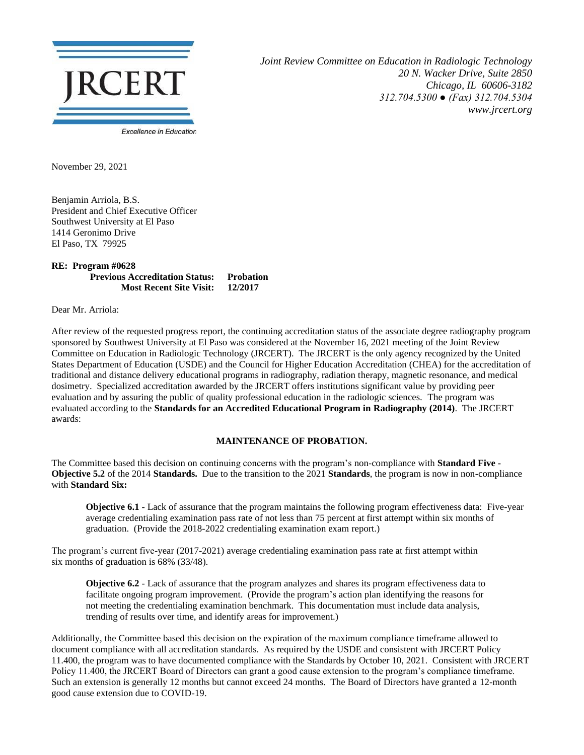**JRCERT**

Excellence in Education

*Joint Review Committee on Education in Radiologic Technology*
*20 N. Wacker Drive, Suite 2850*
*Chicago, IL 60606-3182*
*312.704.5300 ● (Fax) 312.704.5304*
*www.jrcert.org*

November 29, 2021

Benjamin Arriola, B.S.
President and Chief Executive Officer
Southwest University at El Paso
1414 Geronimo Drive
El Paso, TX 79925

**RE: Program #0628**
**Previous Accreditation Status: Probation**
**Most Recent Site Visit: 12/2017**

Dear Mr. Arriola:

After review of the requested progress report, the continuing accreditation status of the associate degree radiography program sponsored by Southwest University at El Paso was considered at the November 16, 2021 meeting of the Joint Review Committee on Education in Radiologic Technology (JRCERT). The JRCERT is the only agency recognized by the United States Department of Education (USDE) and the Council for Higher Education Accreditation (CHEA) for the accreditation of traditional and distance delivery educational programs in radiography, radiation therapy, magnetic resonance, and medical dosimetry. Specialized accreditation awarded by the JRCERT offers institutions significant value by providing peer evaluation and by assuring the public of quality professional education in the radiologic sciences. The program was evaluated according to the **Standards for an Accredited Educational Program in Radiography (2014)**. The JRCERT awards:

**MAINTENANCE OF PROBATION.**

The Committee based this decision on continuing concerns with the program's non-compliance with **Standard Five - Objective 5.2** of the 2014 **Standards.** Due to the transition to the 2021 **Standards**, the program is now in non-compliance with **Standard Six:**

> **Objective 6.1** - Lack of assurance that the program maintains the following program effectiveness data: Five-year average credentialing examination pass rate of not less than 75 percent at first attempt within six months of graduation. (Provide the 2018-2022 credentialing examination exam report.)

The program's current five-year (2017-2021) average credentialing examination pass rate at first attempt within six months of graduation is 68% (33/48).

> **Objective 6.2** - Lack of assurance that the program analyzes and shares its program effectiveness data to facilitate ongoing program improvement. (Provide the program's action plan identifying the reasons for not meeting the credentialing examination benchmark. This documentation must include data analysis, trending of results over time, and identify areas for improvement.)

Additionally, the Committee based this decision on the expiration of the maximum compliance timeframe allowed to document compliance with all accreditation standards. As required by the USDE and consistent with JRCERT Policy 11.400, the program was to have documented compliance with the Standards by October 10, 2021. Consistent with JRCERT Policy 11.400, the JRCERT Board of Directors can grant a good cause extension to the program's compliance timeframe. Such an extension is generally 12 months but cannot exceed 24 months. The Board of Directors have granted a 12-month good cause extension due to COVID-19.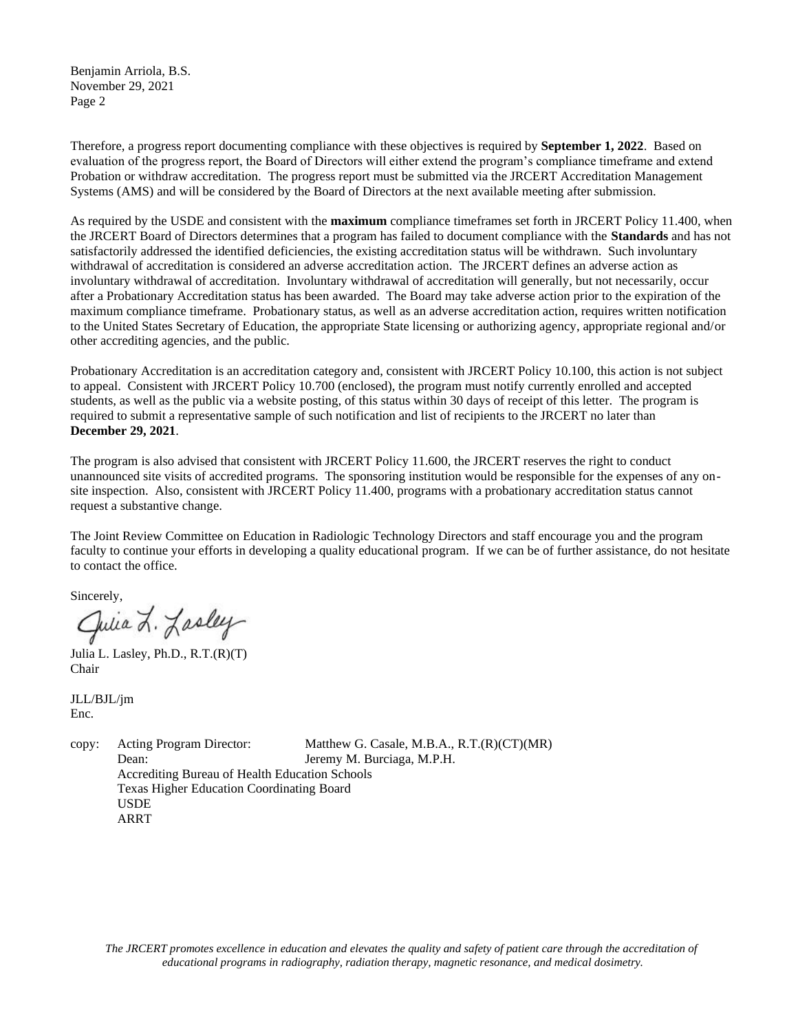Therefore, a progress report documenting compliance with these objectives is required by **September 1, 2022**. Based on evaluation of the progress report, the Board of Directors will either extend the program's compliance timeframe and extend Probation or withdraw accreditation. The progress report must be submitted via the JRCERT Accreditation Management Systems (AMS) and will be considered by the Board of Directors at the next available meeting after submission.

As required by the USDE and consistent with the **maximum** compliance timeframes set forth in JRCERT Policy 11.400, when the JRCERT Board of Directors determines that a program has failed to document compliance with the **Standards** and has not satisfactorily addressed the identified deficiencies, the existing accreditation status will be withdrawn. Such involuntary withdrawal of accreditation is considered an adverse accreditation action. The JRCERT defines an adverse action as involuntary withdrawal of accreditation. Involuntary withdrawal of accreditation will generally, but not necessarily, occur after a Probationary Accreditation status has been awarded. The Board may take adverse action prior to the expiration of the maximum compliance timeframe. Probationary status, as well as an adverse accreditation action, requires written notification to the United States Secretary of Education, the appropriate State licensing or authorizing agency, appropriate regional and/or other accrediting agencies, and the public.

Probationary Accreditation is an accreditation category and, consistent with JRCERT Policy 10.100, this action is not subject to appeal. Consistent with JRCERT Policy 10.700 (enclosed), the program must notify currently enrolled and accepted students, as well as the public via a website posting, of this status within 30 days of receipt of this letter. The program is required to submit a representative sample of such notification and list of recipients to the JRCERT no later than **December 29, 2021**.

The program is also advised that consistent with JRCERT Policy 11.600, the JRCERT reserves the right to conduct unannounced site visits of accredited programs. The sponsoring institution would be responsible for the expenses of any on-site inspection. Also, consistent with JRCERT Policy 11.400, programs with a probationary accreditation status cannot request a substantive change.

The Joint Review Committee on Education in Radiologic Technology Directors and staff encourage you and the program faculty to continue your efforts in developing a quality educational program. If we can be of further assistance, do not hesitate to contact the office.

Sincerely,

Julia L. Lasley

Julia L. Lasley, Ph.D., R.T.(R)(T)
Chair

JLL/BJL/jm
Enc.

copy: Acting Program Director: Matthew G. Casale, M.B.A., R.T.(R)(CT)(MR)
Dean: Jeremy M. Burciaga, M.P.H.
Accrediting Bureau of Health Education Schools
Texas Higher Education Coordinating Board
USDE
ARRT

*The JRCERT promotes excellence in education and elevates the quality and safety of patient care through the accreditation of educational programs in radiography, radiation therapy, magnetic resonance, and medical dosimetry.*